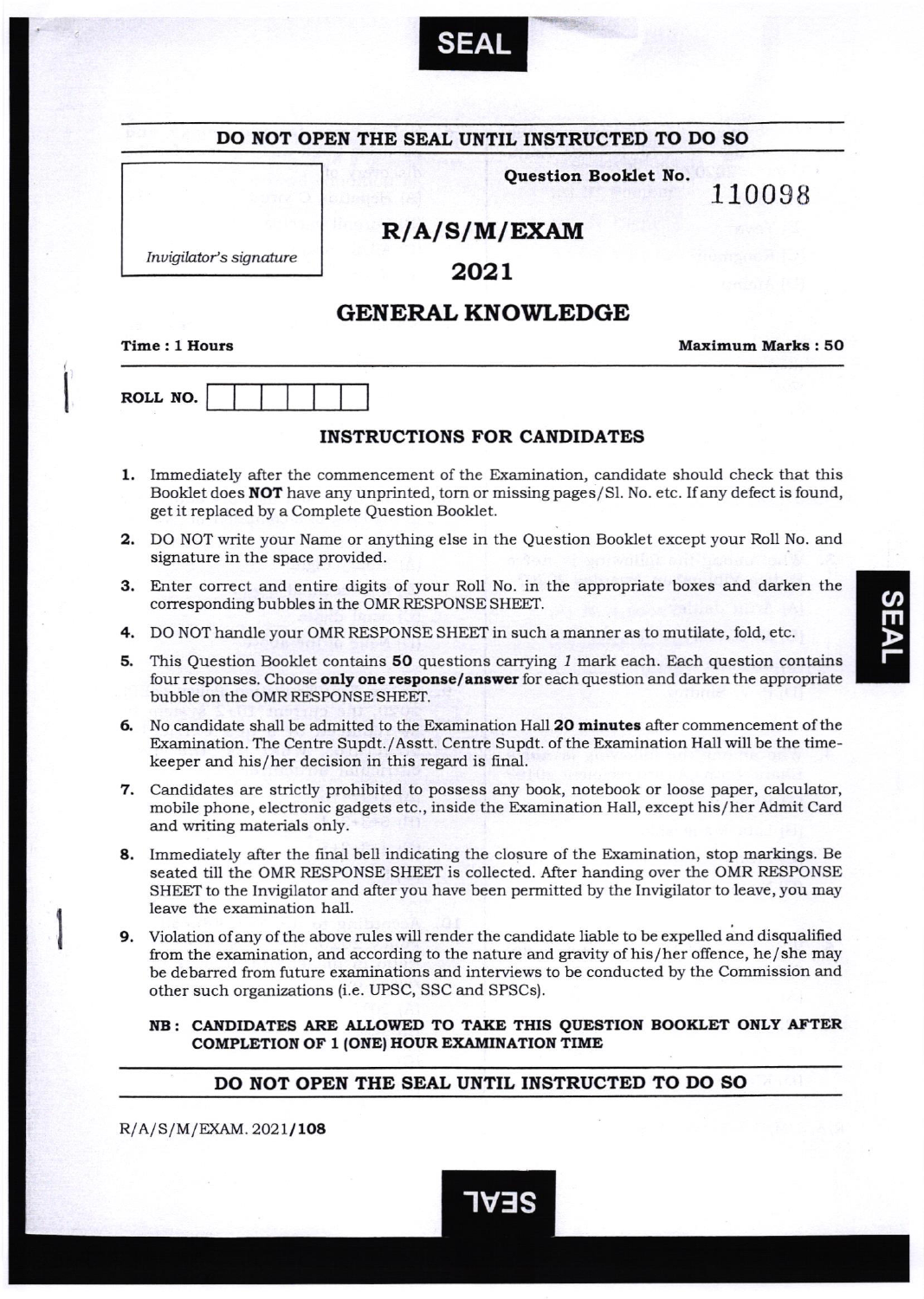SEAL

**DO NOT OPEN THE SEAL UNTIL INSTRUCTED TO DO SO**

*Invigilator's signature*

**Question Booklet No.** 110098

# R/A/S/M/EXAM

## 2021

## GENERAL KNOWLEDGE

**Time : 1 Hours** **Maximum Marks : 50**

**ROLL NO.**

### INSTRUCTIONS FOR CANDIDATES

1. Immediately after the commencement of the Examination, candidate should check that this Booklet does **NOT** have any unprinted, torn or missing pages/Sl. No. etc. If any defect is found, get it replaced by a Complete Question Booklet.
2. DO NOT write your Name or anything else in the Question Booklet except your Roll No. and signature in the space provided.
3. Enter correct and entire digits of your Roll No. in the appropriate boxes and darken the corresponding bubbles in the OMR RESPONSE SHEET.
4. DO NOT handle your OMR RESPONSE SHEET in such a manner as to mutilate, fold, etc.
5. This Question Booklet contains **50** questions carrying *1* mark each. Each question contains four responses. Choose **only one response/answer** for each question and darken the appropriate bubble on the OMR RESPONSE SHEET.
6. No candidate shall be admitted to the Examination Hall **20 minutes** after commencement of the Examination. The Centre Supdt./Asstt. Centre Supdt. of the Examination Hall will be the time-keeper and his/her decision in this regard is final.
7. Candidates are strictly prohibited to possess any book, notebook or loose paper, calculator, mobile phone, electronic gadgets etc., inside the Examination Hall, except his/her Admit Card and writing materials only.
8. Immediately after the final bell indicating the closure of the Examination, stop markings. Be seated till the OMR RESPONSE SHEET is collected. After handing over the OMR RESPONSE SHEET to the Invigilator and after you have been permitted by the Invigilator to leave, you may leave the examination hall.
9. Violation of any of the above rules will render the candidate liable to be expelled and disqualified from the examination, and according to the nature and gravity of his/her offence, he/she may be debarred from future examinations and interviews to be conducted by the Commission and other such organizations (i.e. UPSC, SSC and SPSCs).

**NB : CANDIDATES ARE ALLOWED TO TAKE THIS QUESTION BOOKLET ONLY AFTER COMPLETION OF 1 (ONE) HOUR EXAMINATION TIME**

**DO NOT OPEN THE SEAL UNTIL INSTRUCTED TO DO SO**

R/A/S/M/EXAM. 2021/**108**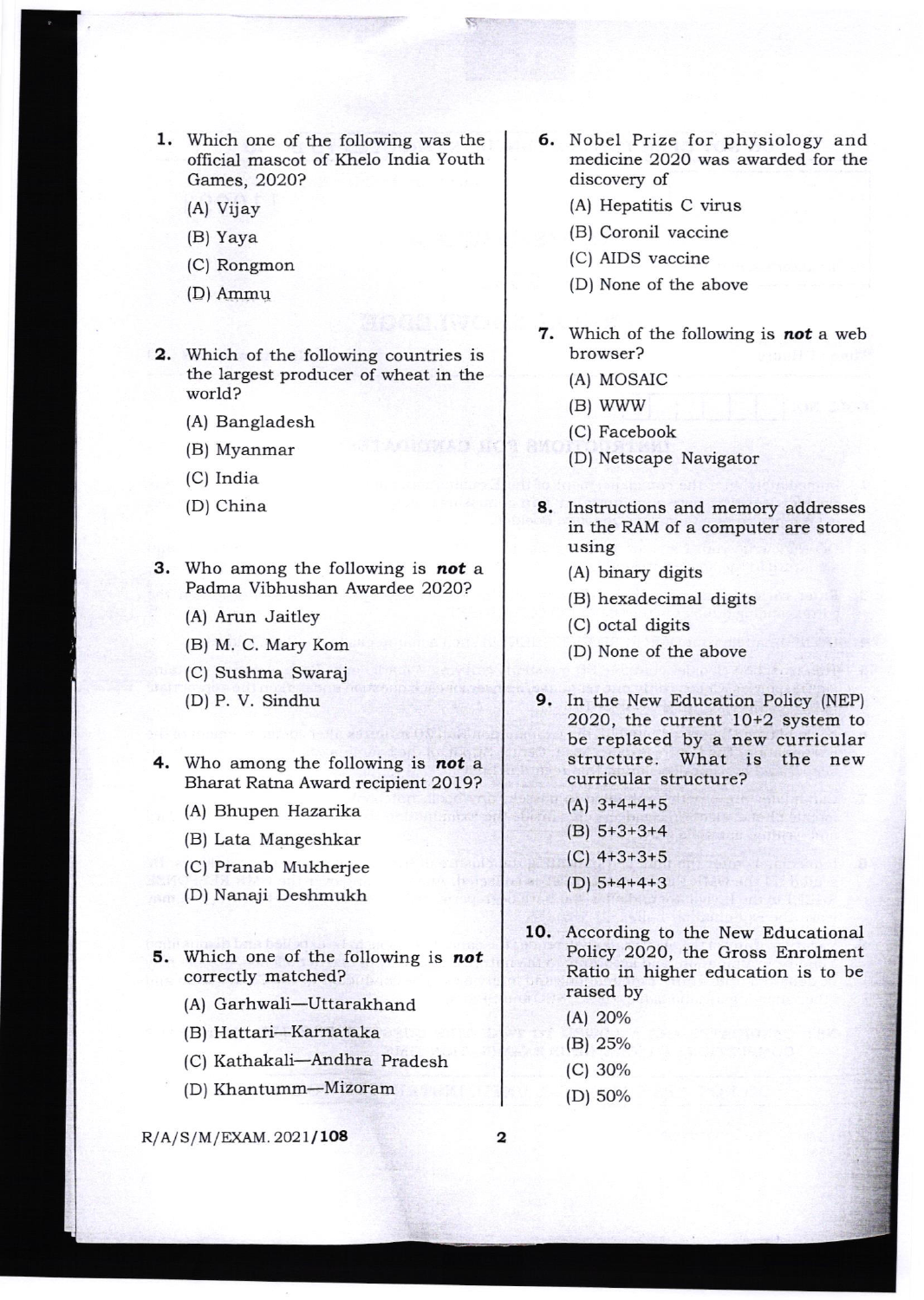1. Which one of the following was the official mascot of Khelo India Youth Games, 2020?

   (A) Vijay

   (B) Yaya

   (C) Rongmon

   (D) Ammu

2. Which of the following countries is the largest producer of wheat in the world?

   (A) Bangladesh

   (B) Myanmar

   (C) India

   (D) China

3. Who among the following is ***not*** a Padma Vibhushan Awardee 2020?

   (A) Arun Jaitley

   (B) M. C. Mary Kom

   (C) Sushma Swaraj

   (D) P. V. Sindhu

4. Who among the following is ***not*** a Bharat Ratna Award recipient 2019?

   (A) Bhupen Hazarika

   (B) Lata Mangeshkar

   (C) Pranab Mukherjee

   (D) Nanaji Deshmukh

5. Which one of the following is ***not*** correctly matched?

   (A) Garhwali—Uttarakhand

   (B) Hattari—Karnataka

   (C) Kathakali—Andhra Pradesh

   (D) Khantumm—Mizoram

6. Nobel Prize for physiology and medicine 2020 was awarded for the discovery of

   (A) Hepatitis C virus

   (B) Coronil vaccine

   (C) AIDS vaccine

   (D) None of the above

7. Which of the following is ***not*** a web browser?

   (A) MOSAIC

   (B) WWW

   (C) Facebook

   (D) Netscape Navigator

8. Instructions and memory addresses in the RAM of a computer are stored using

   (A) binary digits

   (B) hexadecimal digits

   (C) octal digits

   (D) None of the above

9. In the New Education Policy (NEP) 2020, the current 10+2 system to be replaced by a new curricular structure. What is the new curricular structure?

   (A) 3+4+4+5

   (B) 5+3+3+4

   (C) 4+3+3+5

   (D) 5+4+4+3

10. According to the New Educational Policy 2020, the Gross Enrolment Ratio in higher education is to be raised by

    (A) 20%

    (B) 25%

    (C) 30%

    (D) 50%

R/A/S/M/EXAM. 2021/**108**